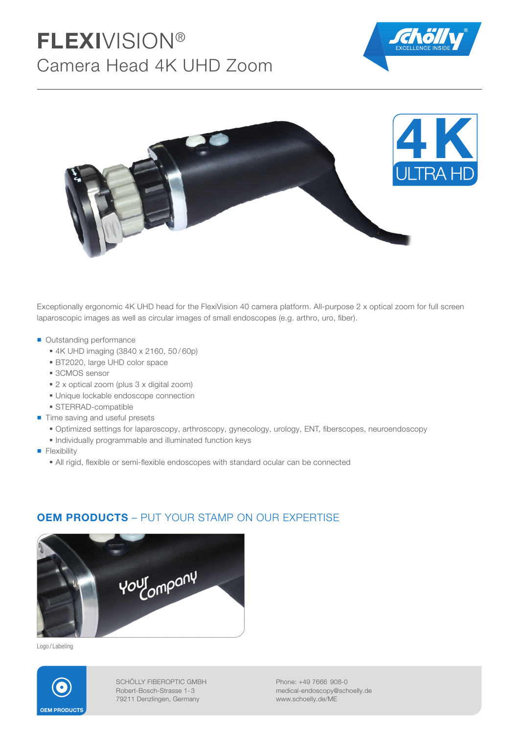# FLEXIVISION®

## Camera Head 4K UHD Zoom

Exceptionally ergonomic 4K UHD head for the FlexiVision 40 camera platform. All-purpose 2 x optical zoom for full screen laparoscopic images as well as circular images of small endoscopes (e.g. arthro, uro, fiber).

- Outstanding performance
  - 4K UHD imaging (3840 x 2160, 50/60p)
  - BT2020, large UHD color space
  - 3CMOS sensor
  - 2 x optical zoom (plus 3 x digital zoom)
  - Unique lockable endoscope connection
  - STERRAD-compatible
- Time saving and useful presets
  - Optimized settings for laparoscopy, arthroscopy, gynecology, urology, ENT, fiberscopes, neuroendoscopy
  - Individually programmable and illuminated function keys
- Flexibility
  - All rigid, flexible or semi-flexible endoscopes with standard ocular can be connected

## OEM PRODUCTS – PUT YOUR STAMP ON OUR EXPERTISE

Logo / Labeling

OEM PRODUCTS

SCHÖLLY FIBEROPTIC GMBH
Robert-Bosch-Strasse 1-3
79211 Denzlingen, Germany

Phone: +49 7666 908-0
medical-endoscopy@schoelly.de
www.schoelly.de/ME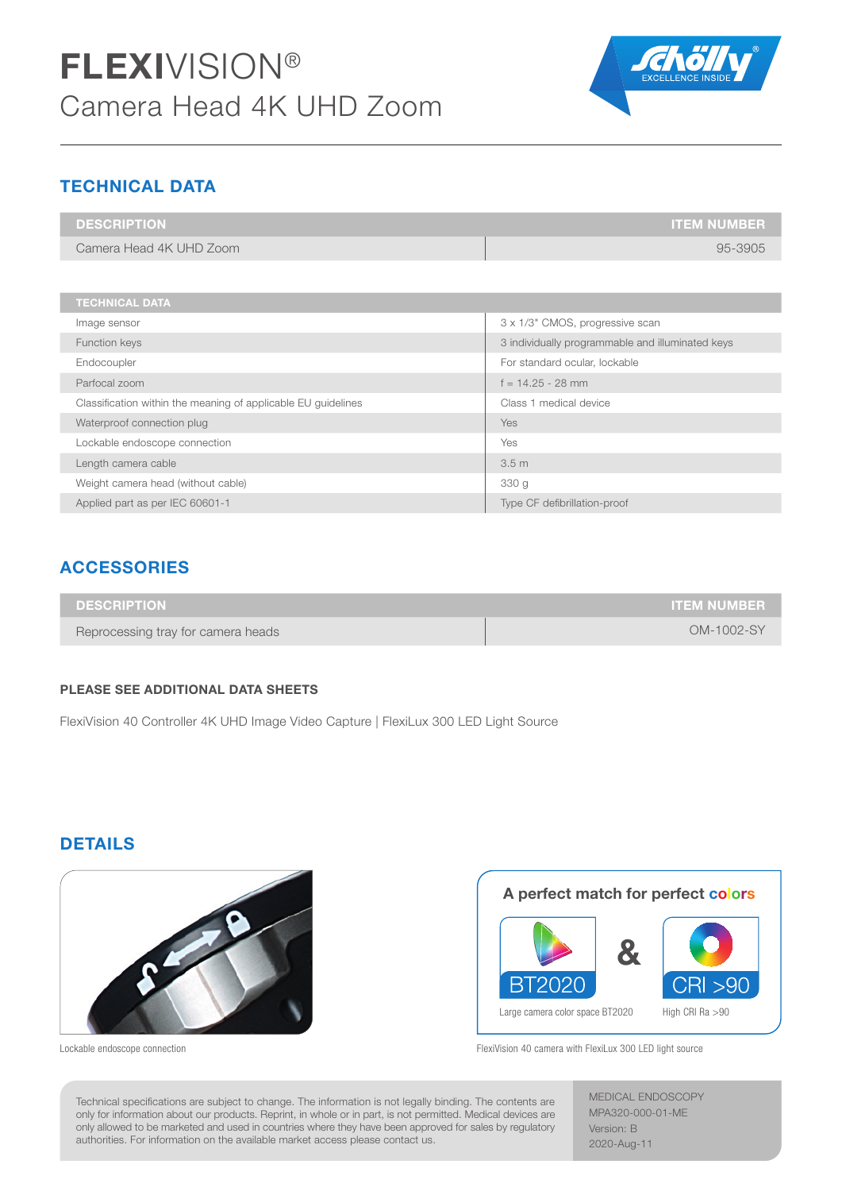# FLEXIVISION®
## Camera Head 4K UHD Zoom

## TECHNICAL DATA

| DESCRIPTION | ITEM NUMBER |
|---|---|
| Camera Head 4K UHD Zoom | 95-3905 |

| TECHNICAL DATA | |
|---|---|
| Image sensor | 3 x 1/3" CMOS, progressive scan |
| Function keys | 3 individually programmable and illuminated keys |
| Endocoupler | For standard ocular, lockable |
| Parfocal zoom | f = 14.25 - 28 mm |
| Classification within the meaning of applicable EU guidelines | Class 1 medical device |
| Waterproof connection plug | Yes |
| Lockable endoscope connection | Yes |
| Length camera cable | 3.5 m |
| Weight camera head (without cable) | 330 g |
| Applied part as per IEC 60601-1 | Type CF defibrillation-proof |

## ACCESSORIES

| DESCRIPTION | ITEM NUMBER |
|---|---|
| Reprocessing tray for camera heads | OM-1002-SY |

**PLEASE SEE ADDITIONAL DATA SHEETS**

FlexiVision 40 Controller 4K UHD Image Video Capture | FlexiLux 300 LED Light Source

## DETAILS

Lockable endoscope connection

A perfect match for perfect colors

BT2020 & CRI >90

Large camera color space BT2020

High CRI Ra >90

FlexiVision 40 camera with FlexiLux 300 LED light source

Technical specifications are subject to change. The information is not legally binding. The contents are only for information about our products. Reprint, in whole or in part, is not permitted. Medical devices are only allowed to be marketed and used in countries where they have been approved for sales by regulatory authorities. For information on the available market access please contact us.

MEDICAL ENDOSCOPY
MPA320-000-01-ME
Version: B
2020-Aug-11